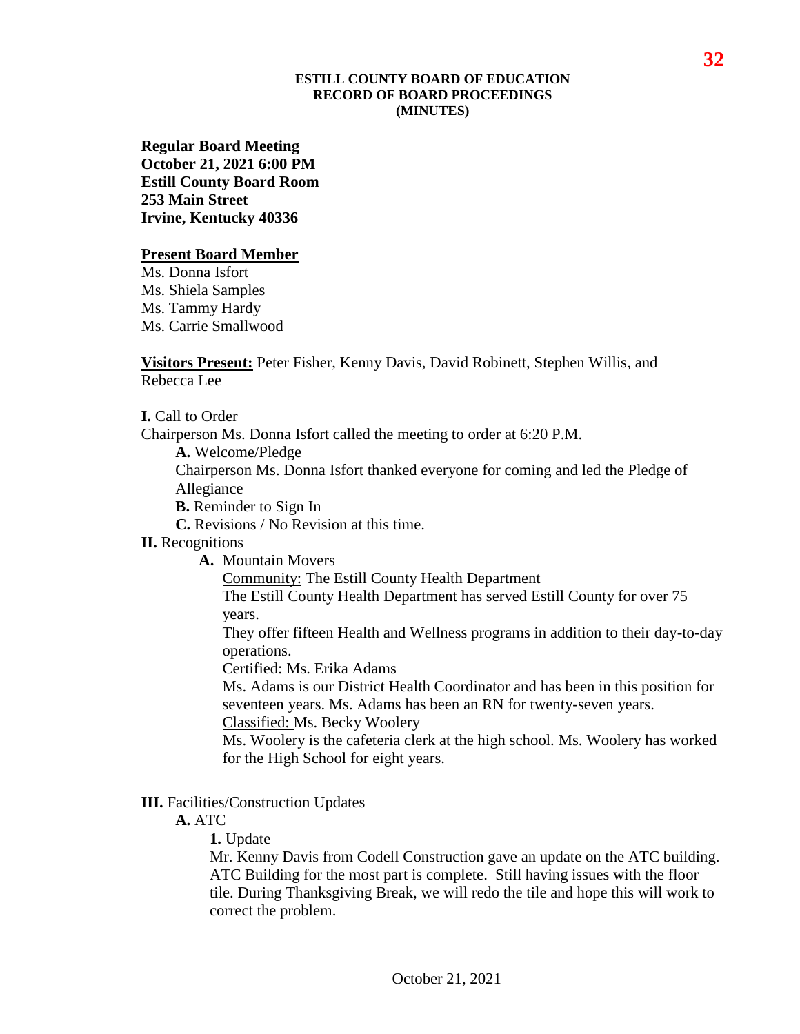**ESTILL COUNTY BOARD OF EDUCATION**
**RECORD OF BOARD PROCEEDINGS**
**(MINUTES)**

**Regular Board Meeting**
**October 21, 2021 6:00 PM**
**Estill County Board Room**
**253 Main Street**
**Irvine, Kentucky 40336**

**Present Board Member**

Ms. Donna Isfort
Ms. Shiela Samples
Ms. Tammy Hardy
Ms. Carrie Smallwood

**Visitors Present:** Peter Fisher, Kenny Davis, David Robinett, Stephen Willis, and Rebecca Lee

**I.** Call to Order

Chairperson Ms. Donna Isfort called the meeting to order at 6:20 P.M.

**A.** Welcome/Pledge

Chairperson Ms. Donna Isfort thanked everyone for coming and led the Pledge of Allegiance

**B.** Reminder to Sign In

**C.** Revisions / No Revision at this time.

**II.** Recognitions

**A.** Mountain Movers

Community: The Estill County Health Department

The Estill County Health Department has served Estill County for over 75 years.

They offer fifteen Health and Wellness programs in addition to their day-to-day operations.

Certified: Ms. Erika Adams

Ms. Adams is our District Health Coordinator and has been in this position for seventeen years. Ms. Adams has been an RN for twenty-seven years.

Classified: Ms. Becky Woolery

Ms. Woolery is the cafeteria clerk at the high school. Ms. Woolery has worked for the High School for eight years.

**III.** Facilities/Construction Updates

**A.** ATC

**1.** Update

Mr. Kenny Davis from Codell Construction gave an update on the ATC building. ATC Building for the most part is complete. Still having issues with the floor tile. During Thanksgiving Break, we will redo the tile and hope this will work to correct the problem.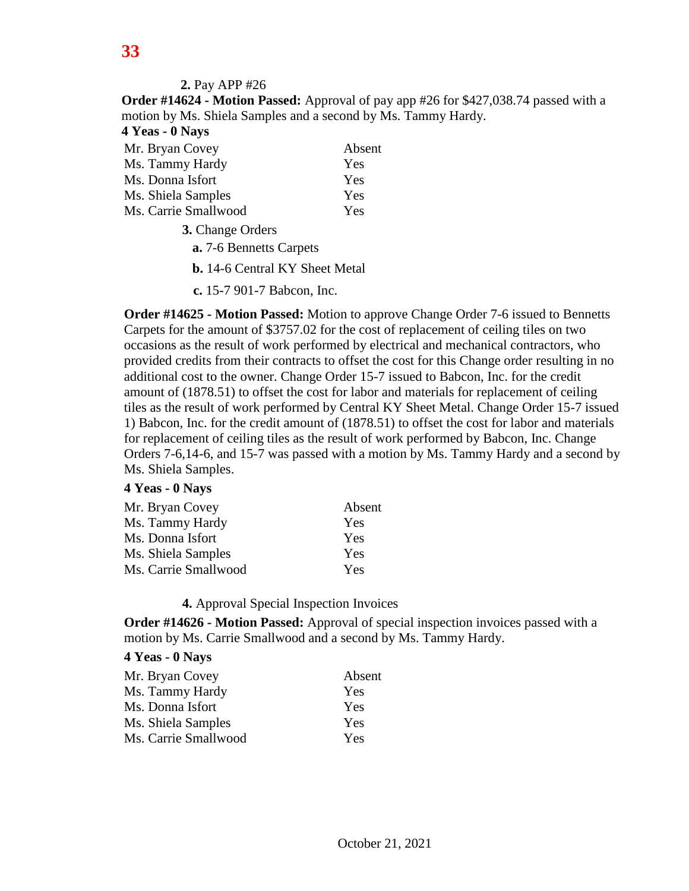**2.** Pay APP #26

**Order #14624 - Motion Passed:** Approval of pay app #26 for $427,038.74 passed with a motion by Ms. Shiela Samples and a second by Ms. Tammy Hardy.

**4 Yeas - 0 Nays**

| | |
|---|---|
| Mr. Bryan Covey | Absent |
| Ms. Tammy Hardy | Yes |
| Ms. Donna Isfort | Yes |
| Ms. Shiela Samples | Yes |
| Ms. Carrie Smallwood | Yes |

**3.** Change Orders

**a.** 7-6 Bennetts Carpets

**b.** 14-6 Central KY Sheet Metal

**c.** 15-7 901-7 Babcon, Inc.

**Order #14625 - Motion Passed:** Motion to approve Change Order 7-6 issued to Bennetts Carpets for the amount of $3757.02 for the cost of replacement of ceiling tiles on two occasions as the result of work performed by electrical and mechanical contractors, who provided credits from their contracts to offset the cost for this Change order resulting in no additional cost to the owner. Change Order 15-7 issued to Babcon, Inc. for the credit amount of (1878.51) to offset the cost for labor and materials for replacement of ceiling tiles as the result of work performed by Central KY Sheet Metal. Change Order 15-7 issued 1) Babcon, Inc. for the credit amount of (1878.51) to offset the cost for labor and materials for replacement of ceiling tiles as the result of work performed by Babcon, Inc. Change Orders 7-6,14-6, and 15-7 was passed with a motion by Ms. Tammy Hardy and a second by Ms. Shiela Samples.

**4 Yeas - 0 Nays**

| | |
|---|---|
| Mr. Bryan Covey | Absent |
| Ms. Tammy Hardy | Yes |
| Ms. Donna Isfort | Yes |
| Ms. Shiela Samples | Yes |
| Ms. Carrie Smallwood | Yes |

**4.** Approval Special Inspection Invoices

**Order #14626 - Motion Passed:** Approval of special inspection invoices passed with a motion by Ms. Carrie Smallwood and a second by Ms. Tammy Hardy.

**4 Yeas - 0 Nays**

| | |
|---|---|
| Mr. Bryan Covey | Absent |
| Ms. Tammy Hardy | Yes |
| Ms. Donna Isfort | Yes |
| Ms. Shiela Samples | Yes |
| Ms. Carrie Smallwood | Yes |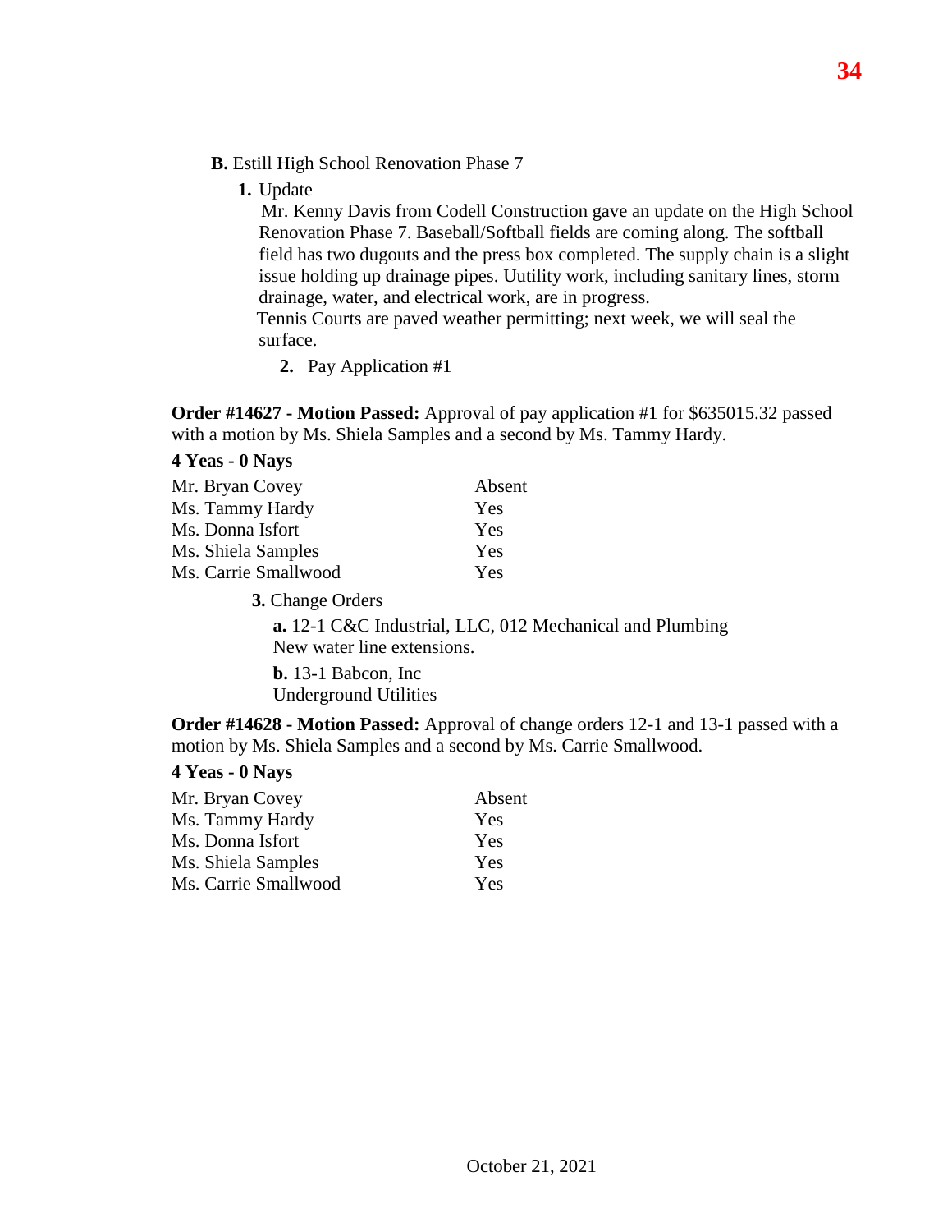**B.** Estill High School Renovation Phase 7

1. Update

   Mr. Kenny Davis from Codell Construction gave an update on the High School Renovation Phase 7. Baseball/Softball fields are coming along. The softball field has two dugouts and the press box completed. The supply chain is a slight issue holding up drainage pipes. Uutility work, including sanitary lines, storm drainage, water, and electrical work, are in progress.
   Tennis Courts are paved weather permitting; next week, we will seal the surface.

2. Pay Application #1

**Order #14627 - Motion Passed:** Approval of pay application #1 for $635015.32 passed with a motion by Ms. Shiela Samples and a second by Ms. Tammy Hardy.

**4 Yeas - 0 Nays**

| | |
|---|---|
| Mr. Bryan Covey | Absent |
| Ms. Tammy Hardy | Yes |
| Ms. Donna Isfort | Yes |
| Ms. Shiela Samples | Yes |
| Ms. Carrie Smallwood | Yes |

3. Change Orders

   **a.** 12-1 C&C Industrial, LLC, 012 Mechanical and Plumbing
   New water line extensions.

   **b.** 13-1 Babcon, Inc
   Underground Utilities

**Order #14628 - Motion Passed:** Approval of change orders 12-1 and 13-1 passed with a motion by Ms. Shiela Samples and a second by Ms. Carrie Smallwood.

**4 Yeas - 0 Nays**

| | |
|---|---|
| Mr. Bryan Covey | Absent |
| Ms. Tammy Hardy | Yes |
| Ms. Donna Isfort | Yes |
| Ms. Shiela Samples | Yes |
| Ms. Carrie Smallwood | Yes |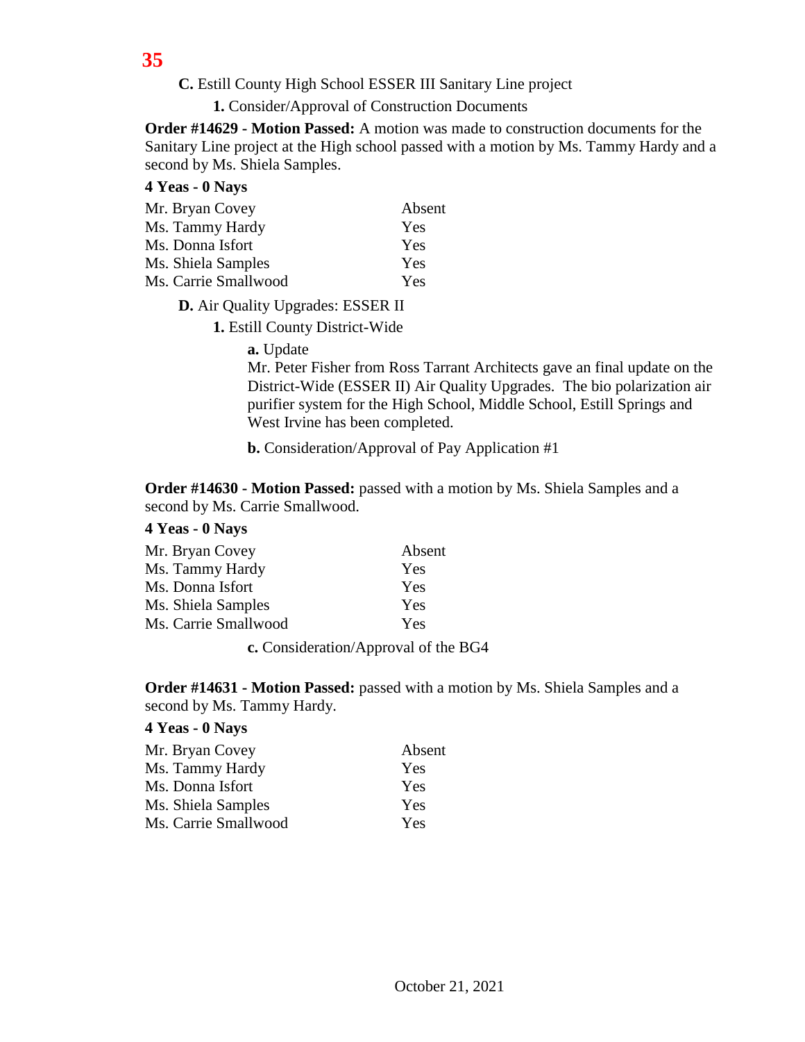**C.** Estill County High School ESSER III Sanitary Line project

**1.** Consider/Approval of Construction Documents

**Order #14629 - Motion Passed:** A motion was made to construction documents for the Sanitary Line project at the High school passed with a motion by Ms. Tammy Hardy and a second by Ms. Shiela Samples.

**4 Yeas - 0 Nays**

| | |
|---|---|
| Mr. Bryan Covey | Absent |
| Ms. Tammy Hardy | Yes |
| Ms. Donna Isfort | Yes |
| Ms. Shiela Samples | Yes |
| Ms. Carrie Smallwood | Yes |

**D.** Air Quality Upgrades: ESSER II

**1.** Estill County District-Wide

**a.** Update

Mr. Peter Fisher from Ross Tarrant Architects gave an final update on the District-Wide (ESSER II) Air Quality Upgrades. The bio polarization air purifier system for the High School, Middle School, Estill Springs and West Irvine has been completed.

**b.** Consideration/Approval of Pay Application #1

**Order #14630 - Motion Passed:** passed with a motion by Ms. Shiela Samples and a second by Ms. Carrie Smallwood.

**4 Yeas - 0 Nays**

| | |
|---|---|
| Mr. Bryan Covey | Absent |
| Ms. Tammy Hardy | Yes |
| Ms. Donna Isfort | Yes |
| Ms. Shiela Samples | Yes |
| Ms. Carrie Smallwood | Yes |

**c.** Consideration/Approval of the BG4

**Order #14631 - Motion Passed:** passed with a motion by Ms. Shiela Samples and a second by Ms. Tammy Hardy.

**4 Yeas - 0 Nays**

| | |
|---|---|
| Mr. Bryan Covey | Absent |
| Ms. Tammy Hardy | Yes |
| Ms. Donna Isfort | Yes |
| Ms. Shiela Samples | Yes |
| Ms. Carrie Smallwood | Yes |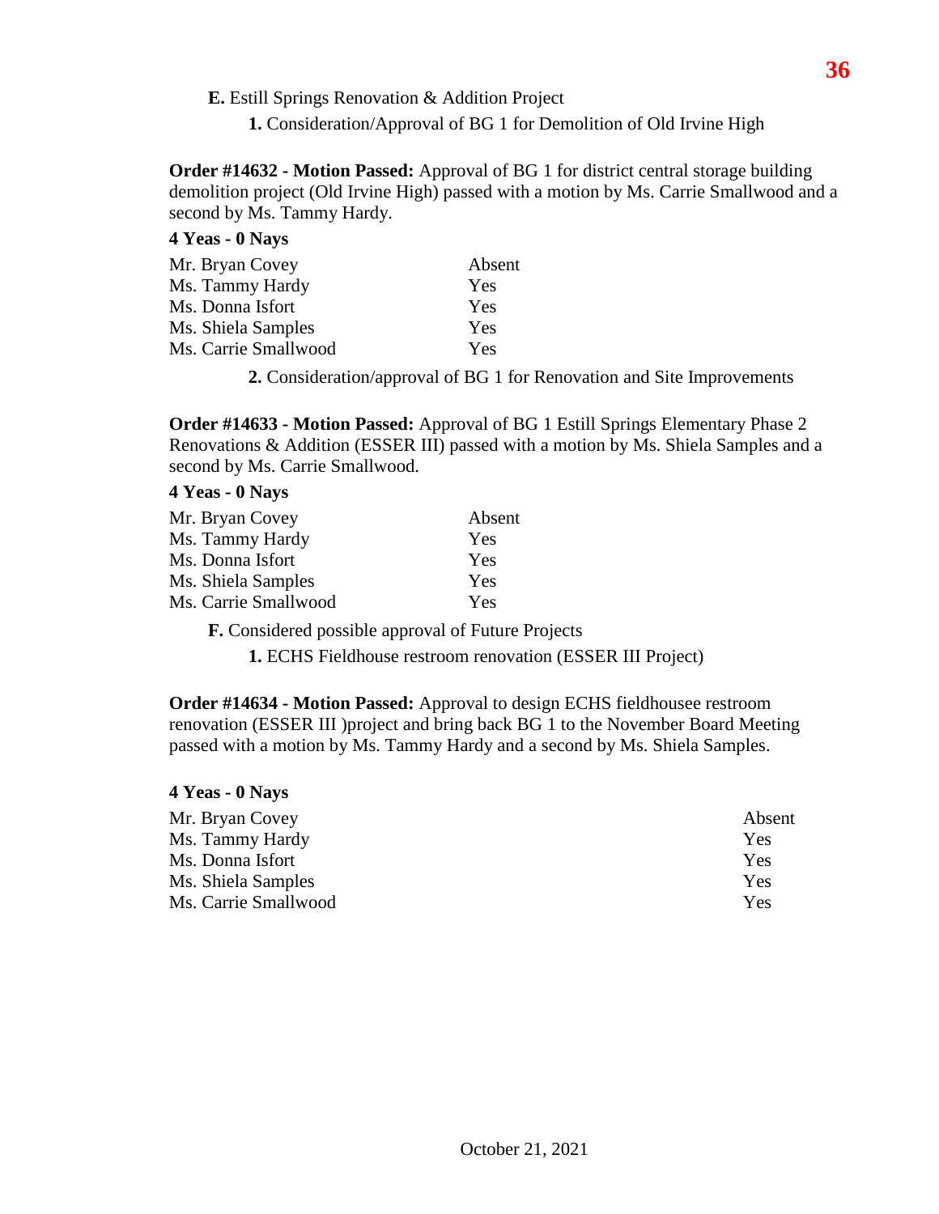**E.** Estill Springs Renovation & Addition Project

**1.** Consideration/Approval of BG 1 for Demolition of Old Irvine High

**Order #14632 - Motion Passed:** Approval of BG 1 for district central storage building demolition project (Old Irvine High) passed with a motion by Ms. Carrie Smallwood and a second by Ms. Tammy Hardy.

**4 Yeas - 0 Nays**

| | |
|---|---|
| Mr. Bryan Covey | Absent |
| Ms. Tammy Hardy | Yes |
| Ms. Donna Isfort | Yes |
| Ms. Shiela Samples | Yes |
| Ms. Carrie Smallwood | Yes |

**2.** Consideration/approval of BG 1 for Renovation and Site Improvements

**Order #14633 - Motion Passed:** Approval of BG 1 Estill Springs Elementary Phase 2 Renovations & Addition (ESSER III) passed with a motion by Ms. Shiela Samples and a second by Ms. Carrie Smallwood.

**4 Yeas - 0 Nays**

| | |
|---|---|
| Mr. Bryan Covey | Absent |
| Ms. Tammy Hardy | Yes |
| Ms. Donna Isfort | Yes |
| Ms. Shiela Samples | Yes |
| Ms. Carrie Smallwood | Yes |

**F.** Considered possible approval of Future Projects

**1.** ECHS Fieldhouse restroom renovation (ESSER III Project)

**Order #14634 - Motion Passed:** Approval to design ECHS fieldhousee restroom renovation (ESSER III )project and bring back BG 1 to the November Board Meeting passed with a motion by Ms. Tammy Hardy and a second by Ms. Shiela Samples.

**4 Yeas - 0 Nays**

| | |
|---|---|
| Mr. Bryan Covey | Absent |
| Ms. Tammy Hardy | Yes |
| Ms. Donna Isfort | Yes |
| Ms. Shiela Samples | Yes |
| Ms. Carrie Smallwood | Yes |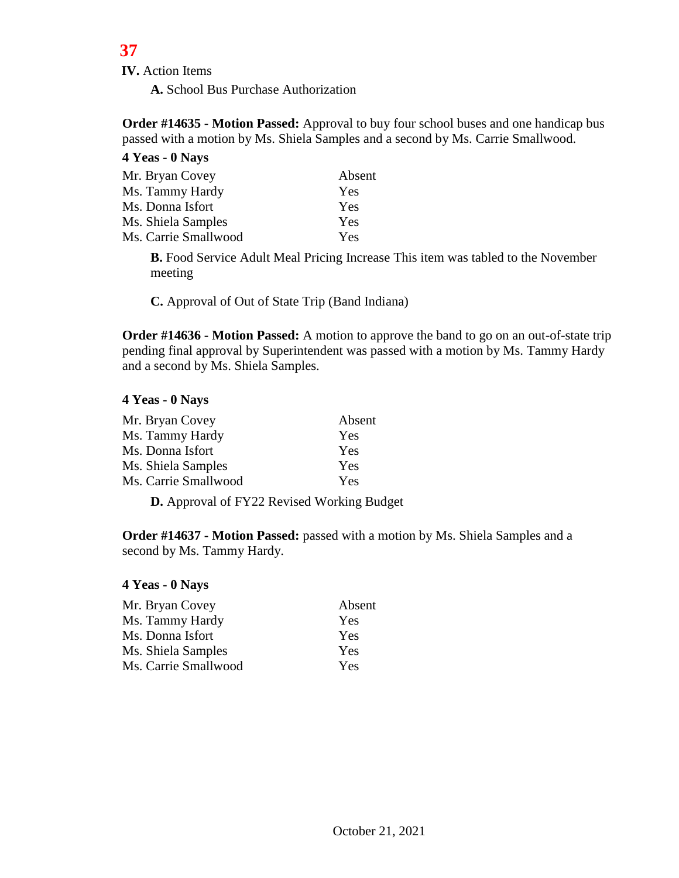**IV.** Action Items

**A.** School Bus Purchase Authorization

**Order #14635 - Motion Passed:** Approval to buy four school buses and one handicap bus passed with a motion by Ms. Shiela Samples and a second by Ms. Carrie Smallwood.

**4 Yeas - 0 Nays**

| | |
|---|---|
| Mr. Bryan Covey | Absent |
| Ms. Tammy Hardy | Yes |
| Ms. Donna Isfort | Yes |
| Ms. Shiela Samples | Yes |
| Ms. Carrie Smallwood | Yes |

**B.** Food Service Adult Meal Pricing Increase This item was tabled to the November meeting

**C.** Approval of Out of State Trip (Band Indiana)

**Order #14636 - Motion Passed:** A motion to approve the band to go on an out-of-state trip pending final approval by Superintendent was passed with a motion by Ms. Tammy Hardy and a second by Ms. Shiela Samples.

**4 Yeas - 0 Nays**

| | |
|---|---|
| Mr. Bryan Covey | Absent |
| Ms. Tammy Hardy | Yes |
| Ms. Donna Isfort | Yes |
| Ms. Shiela Samples | Yes |
| Ms. Carrie Smallwood | Yes |

**D.** Approval of FY22 Revised Working Budget

**Order #14637 - Motion Passed:** passed with a motion by Ms. Shiela Samples and a second by Ms. Tammy Hardy.

**4 Yeas - 0 Nays**

| | |
|---|---|
| Mr. Bryan Covey | Absent |
| Ms. Tammy Hardy | Yes |
| Ms. Donna Isfort | Yes |
| Ms. Shiela Samples | Yes |
| Ms. Carrie Smallwood | Yes |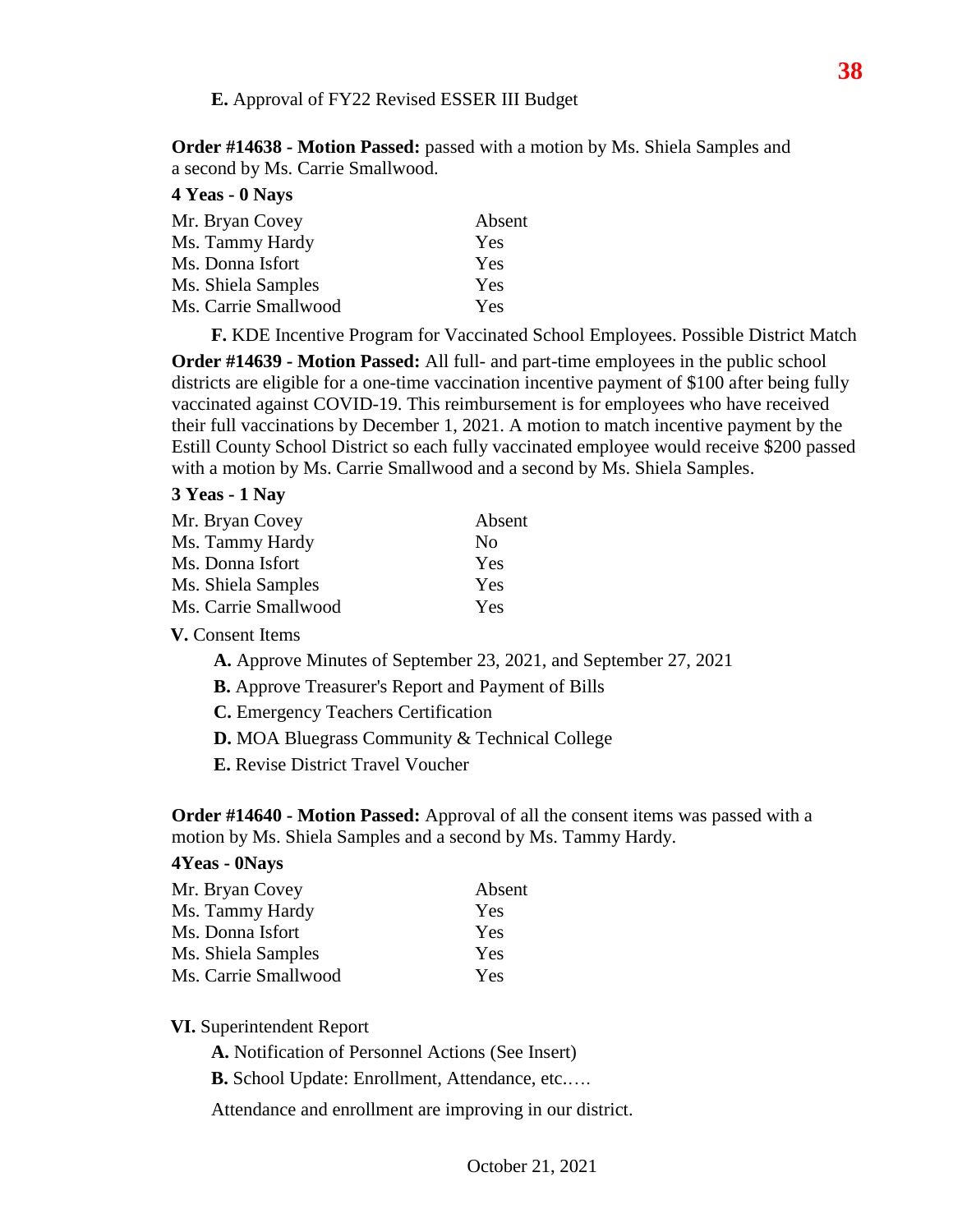**E.** Approval of FY22 Revised ESSER III Budget

**Order #14638 - Motion Passed:** passed with a motion by Ms. Shiela Samples and a second by Ms. Carrie Smallwood.

**4 Yeas - 0 Nays**

| | |
|---|---|
| Mr. Bryan Covey | Absent |
| Ms. Tammy Hardy | Yes |
| Ms. Donna Isfort | Yes |
| Ms. Shiela Samples | Yes |
| Ms. Carrie Smallwood | Yes |

**F.** KDE Incentive Program for Vaccinated School Employees. Possible District Match

**Order #14639 - Motion Passed:** All full- and part-time employees in the public school districts are eligible for a one-time vaccination incentive payment of $100 after being fully vaccinated against COVID-19. This reimbursement is for employees who have received their full vaccinations by December 1, 2021. A motion to match incentive payment by the Estill County School District so each fully vaccinated employee would receive $200 passed with a motion by Ms. Carrie Smallwood and a second by Ms. Shiela Samples.

**3 Yeas - 1 Nay**

| | |
|---|---|
| Mr. Bryan Covey | Absent |
| Ms. Tammy Hardy | No |
| Ms. Donna Isfort | Yes |
| Ms. Shiela Samples | Yes |
| Ms. Carrie Smallwood | Yes |

**V.** Consent Items

**A.** Approve Minutes of September 23, 2021, and September 27, 2021

**B.** Approve Treasurer's Report and Payment of Bills

**C.** Emergency Teachers Certification

**D.** MOA Bluegrass Community & Technical College

**E.** Revise District Travel Voucher

**Order #14640 - Motion Passed:** Approval of all the consent items was passed with a motion by Ms. Shiela Samples and a second by Ms. Tammy Hardy.

**4Yeas - 0Nays**

| | |
|---|---|
| Mr. Bryan Covey | Absent |
| Ms. Tammy Hardy | Yes |
| Ms. Donna Isfort | Yes |
| Ms. Shiela Samples | Yes |
| Ms. Carrie Smallwood | Yes |

**VI.** Superintendent Report

**A.** Notification of Personnel Actions (See Insert)

**B.** School Update: Enrollment, Attendance, etc.….

Attendance and enrollment are improving in our district.

October 21, 2021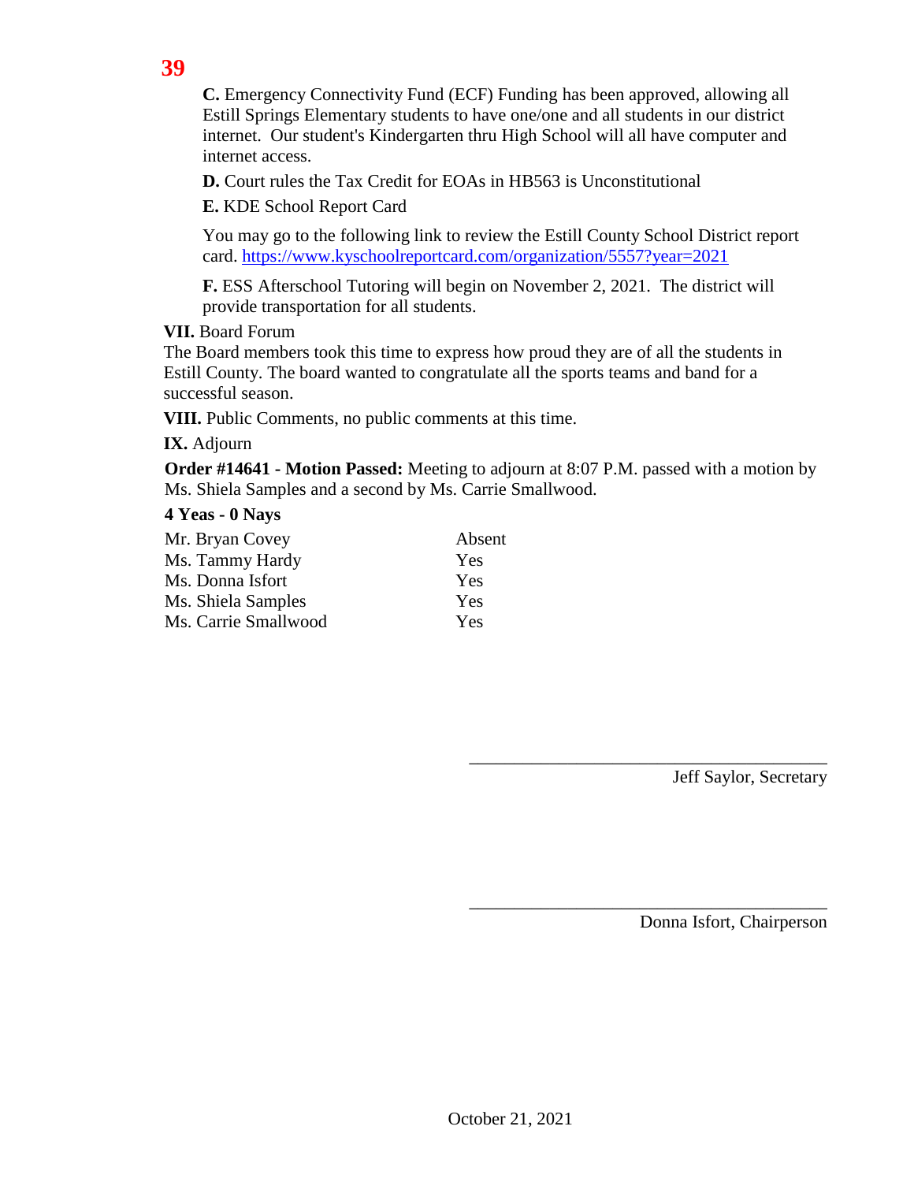**C.** Emergency Connectivity Fund (ECF) Funding has been approved, allowing all Estill Springs Elementary students to have one/one and all students in our district internet. Our student's Kindergarten thru High School will all have computer and internet access.

**D.** Court rules the Tax Credit for EOAs in HB563 is Unconstitutional

**E.** KDE School Report Card

You may go to the following link to review the Estill County School District report card. https://www.kyschoolreportcard.com/organization/5557?year=2021

**F.** ESS Afterschool Tutoring will begin on November 2, 2021. The district will provide transportation for all students.

**VII.** Board Forum

The Board members took this time to express how proud they are of all the students in Estill County. The board wanted to congratulate all the sports teams and band for a successful season.

**VIII.** Public Comments, no public comments at this time.

**IX.** Adjourn

**Order #14641 - Motion Passed:** Meeting to adjourn at 8:07 P.M. passed with a motion by Ms. Shiela Samples and a second by Ms. Carrie Smallwood.

**4 Yeas - 0 Nays**

| | |
|---|---|
| Mr. Bryan Covey | Absent |
| Ms. Tammy Hardy | Yes |
| Ms. Donna Isfort | Yes |
| Ms. Shiela Samples | Yes |
| Ms. Carrie Smallwood | Yes |

\_\_\_\_\_\_\_\_\_\_\_\_\_\_\_\_\_\_\_\_\_\_\_\_\_\_\_\_\_\_\_\_\_\_\_\_\_\_\_\_

Jeff Saylor, Secretary

\_\_\_\_\_\_\_\_\_\_\_\_\_\_\_\_\_\_\_\_\_\_\_\_\_\_\_\_\_\_\_\_\_\_\_\_\_\_\_\_

Donna Isfort, Chairperson

October 21, 2021